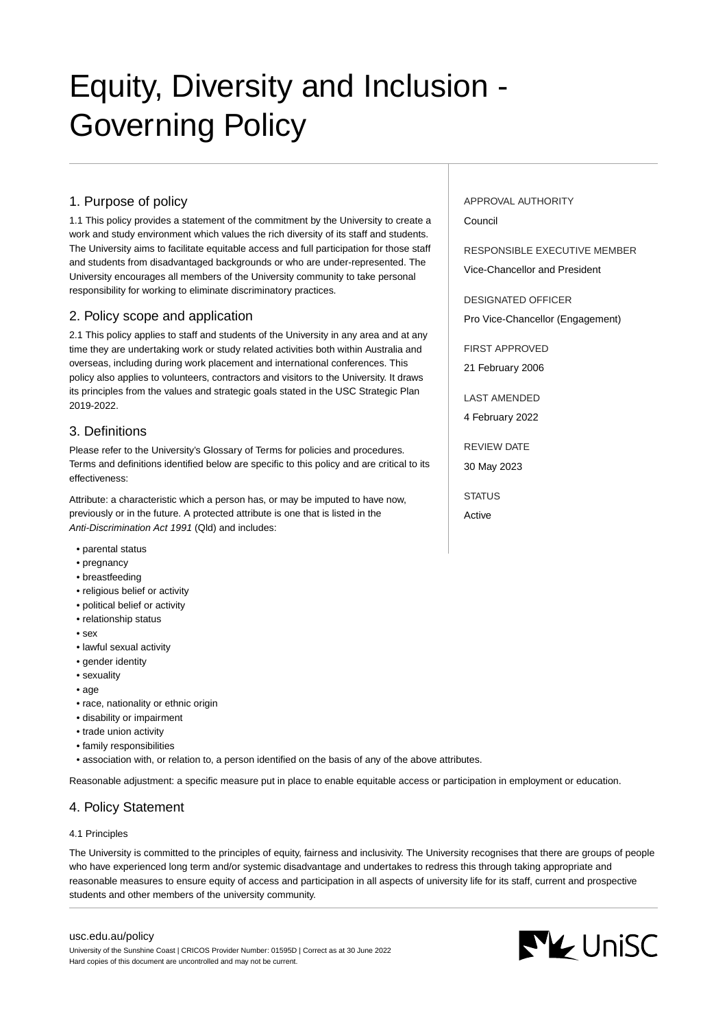# Equity, Diversity and Inclusion - Governing Policy

## 1. Purpose of policy

1.1 This policy provides a statement of the commitment by the University to create a work and study environment which values the rich diversity of its staff and students. The University aims to facilitate equitable access and full participation for those staff and students from disadvantaged backgrounds or who are under-represented. The University encourages all members of the University community to take personal responsibility for working to eliminate discriminatory practices.

## 2. Policy scope and application

2.1 This policy applies to staff and students of the University in any area and at any time they are undertaking work or study related activities both within Australia and overseas, including during work placement and international conferences. This policy also applies to volunteers, contractors and visitors to the University. It draws its principles from the values and strategic goals stated in the USC Strategic Plan 2019-2022.

## 3. Definitions

Please refer to the University's Glossary of Terms for policies and procedures. Terms and definitions identified below are specific to this policy and are critical to its effectiveness:

Attribute: a characteristic which a person has, or may be imputed to have now, previously or in the future. A protected attribute is one that is listed in the *Anti-Discrimination Act 1991* (Qld) and includes:

- parental status
- pregnancy
- breastfeeding
- religious belief or activity
- political belief or activity
- relationship status
- sex
- lawful sexual activity
- gender identity
- sexuality
- age
- race, nationality or ethnic origin
- disability or impairment
- trade union activity
- family responsibilities
- association with, or relation to, a person identified on the basis of any of the above attributes.

Reasonable adjustment: a specific measure put in place to enable equitable access or participation in employment or education.

## 4. Policy Statement

### 4.1 Principles

The University is committed to the principles of equity, fairness and inclusivity. The University recognises that there are groups of people who have experienced long term and/or systemic disadvantage and undertakes to redress this through taking appropriate and reasonable measures to ensure equity of access and participation in all aspects of university life for its staff, current and prospective students and other members of the university community.

---

APPROVAL AUTHORITY
Council

RESPONSIBLE EXECUTIVE MEMBER
Vice-Chancellor and President

DESIGNATED OFFICER
Pro Vice-Chancellor (Engagement)

FIRST APPROVED
21 February 2006

LAST AMENDED
4 February 2022

REVIEW DATE
30 May 2023

STATUS
Active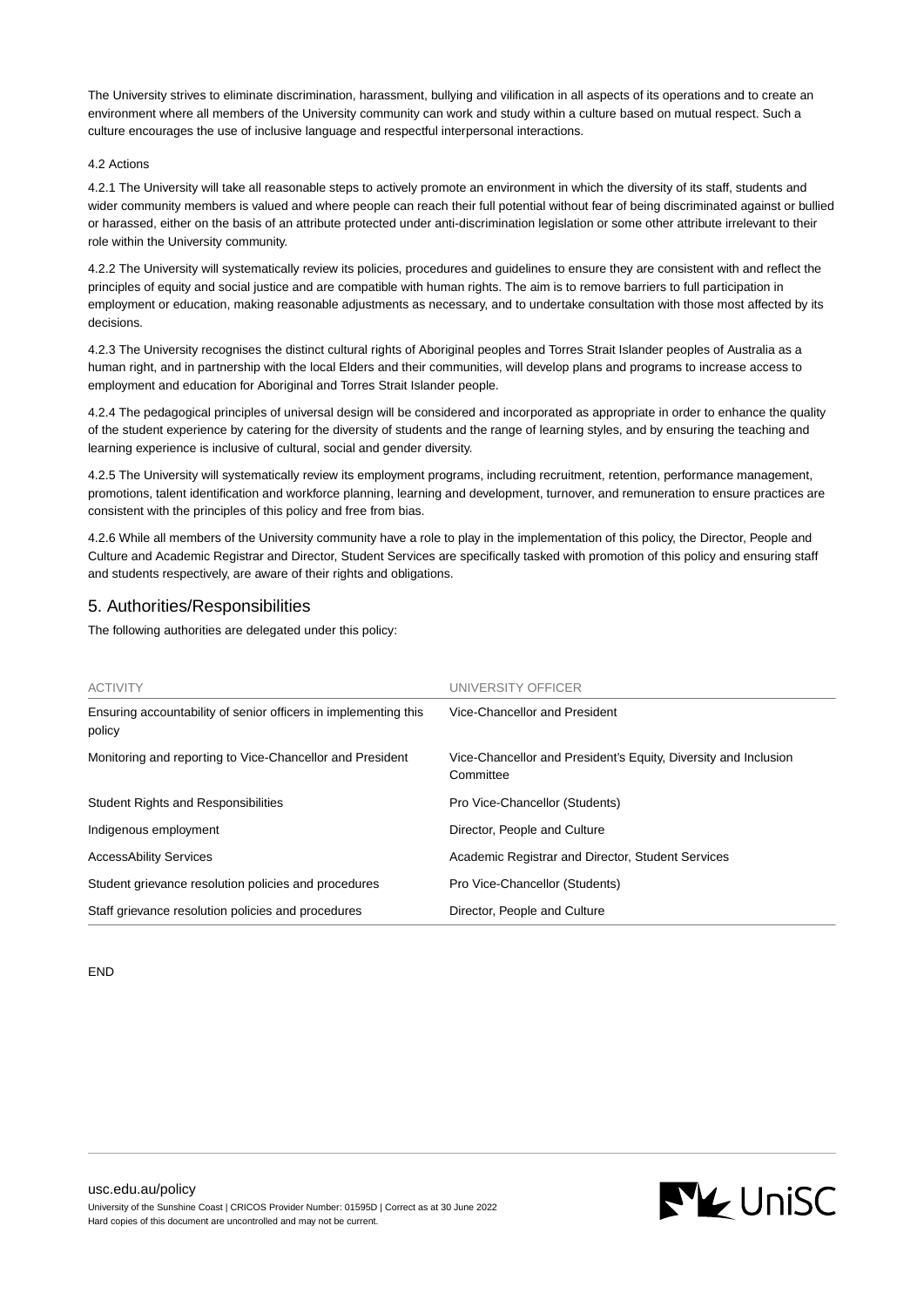The University strives to eliminate discrimination, harassment, bullying and vilification in all aspects of its operations and to create an environment where all members of the University community can work and study within a culture based on mutual respect. Such a culture encourages the use of inclusive language and respectful interpersonal interactions.

4.2 Actions

4.2.1 The University will take all reasonable steps to actively promote an environment in which the diversity of its staff, students and wider community members is valued and where people can reach their full potential without fear of being discriminated against or bullied or harassed, either on the basis of an attribute protected under anti-discrimination legislation or some other attribute irrelevant to their role within the University community.

4.2.2 The University will systematically review its policies, procedures and guidelines to ensure they are consistent with and reflect the principles of equity and social justice and are compatible with human rights. The aim is to remove barriers to full participation in employment or education, making reasonable adjustments as necessary, and to undertake consultation with those most affected by its decisions.

4.2.3 The University recognises the distinct cultural rights of Aboriginal peoples and Torres Strait Islander peoples of Australia as a human right, and in partnership with the local Elders and their communities, will develop plans and programs to increase access to employment and education for Aboriginal and Torres Strait Islander people.

4.2.4 The pedagogical principles of universal design will be considered and incorporated as appropriate in order to enhance the quality of the student experience by catering for the diversity of students and the range of learning styles, and by ensuring the teaching and learning experience is inclusive of cultural, social and gender diversity.

4.2.5 The University will systematically review its employment programs, including recruitment, retention, performance management, promotions, talent identification and workforce planning, learning and development, turnover, and remuneration to ensure practices are consistent with the principles of this policy and free from bias.

4.2.6 While all members of the University community have a role to play in the implementation of this policy, the Director, People and Culture and Academic Registrar and Director, Student Services are specifically tasked with promotion of this policy and ensuring staff and students respectively, are aware of their rights and obligations.

## 5. Authorities/Responsibilities

The following authorities are delegated under this policy:

| ACTIVITY | UNIVERSITY OFFICER |
|---|---|
| Ensuring accountability of senior officers in implementing this policy | Vice-Chancellor and President |
| Monitoring and reporting to Vice-Chancellor and President | Vice-Chancellor and President's Equity, Diversity and Inclusion Committee |
| Student Rights and Responsibilities | Pro Vice-Chancellor (Students) |
| Indigenous employment | Director, People and Culture |
| AccessAbility Services | Academic Registrar and Director, Student Services |
| Student grievance resolution policies and procedures | Pro Vice-Chancellor (Students) |
| Staff grievance resolution policies and procedures | Director, People and Culture |

END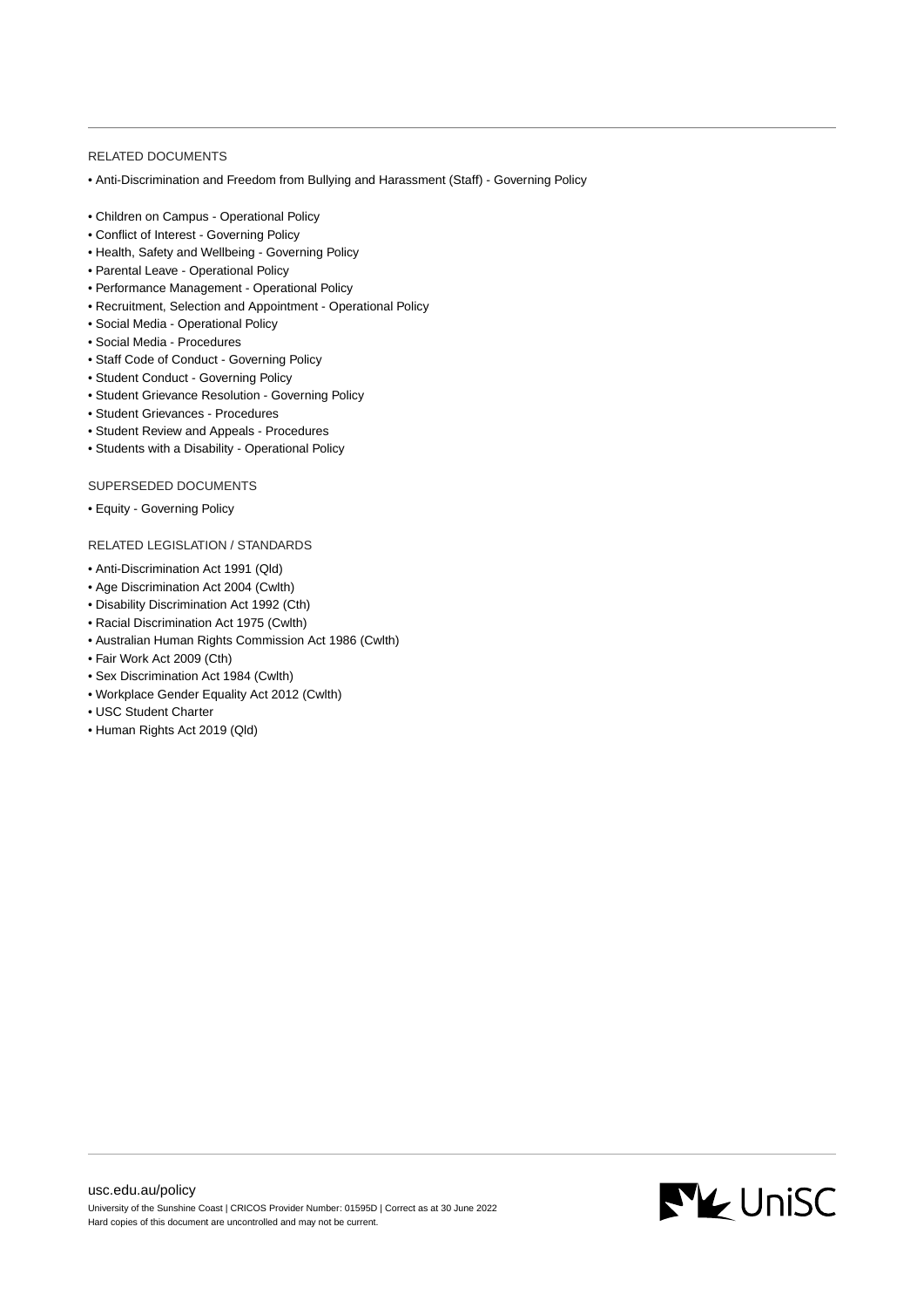## RELATED DOCUMENTS

- Anti-Discrimination and Freedom from Bullying and Harassment (Staff) - Governing Policy
- Children on Campus - Operational Policy
- Conflict of Interest - Governing Policy
- Health, Safety and Wellbeing - Governing Policy
- Parental Leave - Operational Policy
- Performance Management - Operational Policy
- Recruitment, Selection and Appointment - Operational Policy
- Social Media - Operational Policy
- Social Media - Procedures
- Staff Code of Conduct - Governing Policy
- Student Conduct - Governing Policy
- Student Grievance Resolution - Governing Policy
- Student Grievances - Procedures
- Student Review and Appeals - Procedures
- Students with a Disability - Operational Policy

## SUPERSEDED DOCUMENTS

- Equity - Governing Policy

## RELATED LEGISLATION / STANDARDS

- Anti-Discrimination Act 1991 (Qld)
- Age Discrimination Act 2004 (Cwlth)
- Disability Discrimination Act 1992 (Cth)
- Racial Discrimination Act 1975 (Cwlth)
- Australian Human Rights Commission Act 1986 (Cwlth)
- Fair Work Act 2009 (Cth)
- Sex Discrimination Act 1984 (Cwlth)
- Workplace Gender Equality Act 2012 (Cwlth)
- USC Student Charter
- Human Rights Act 2019 (Qld)